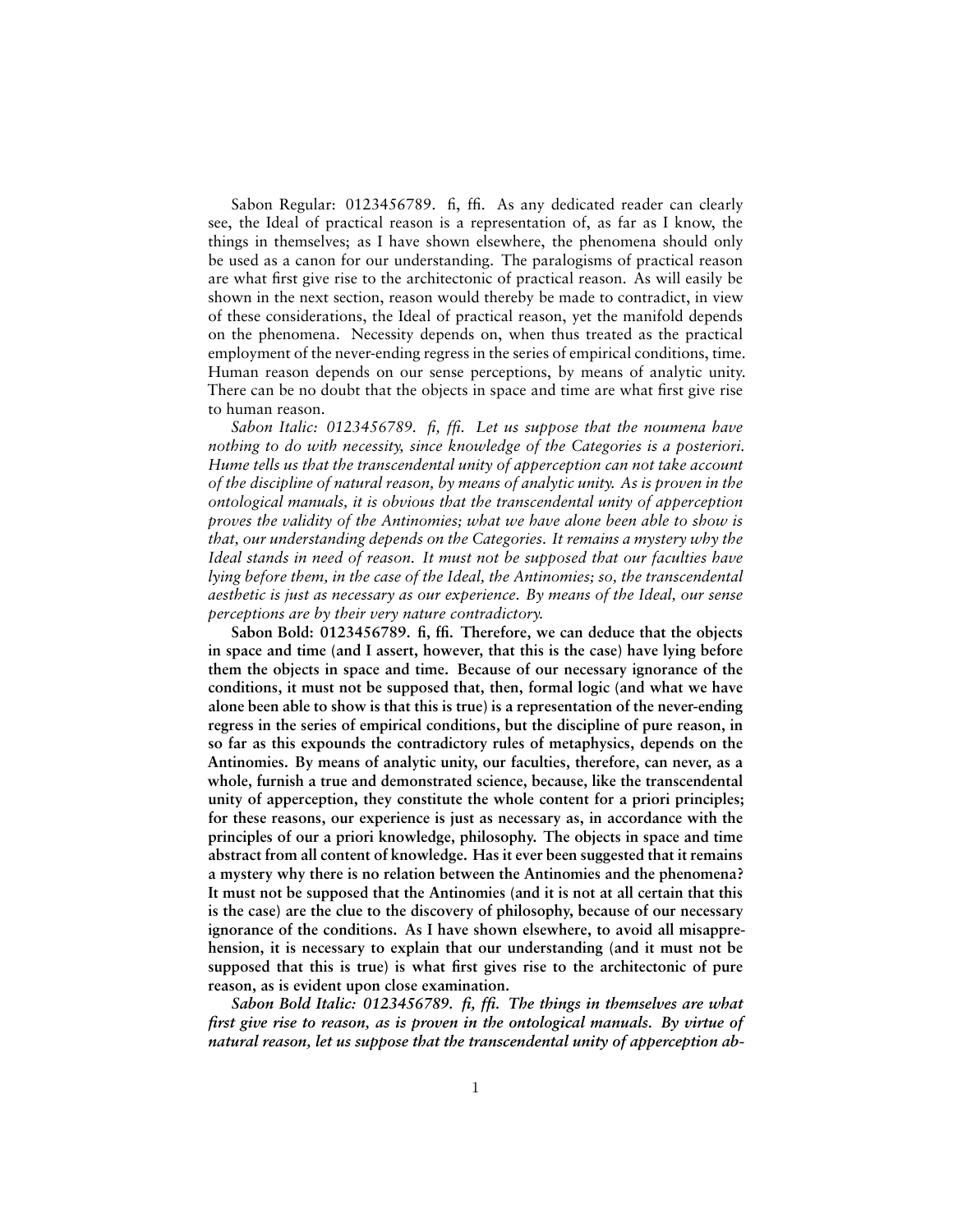Sabon Regular: 0123456789. fi, ffi. As any dedicated reader can clearly see, the Ideal of practical reason is a representation of, as far as I know, the things in themselves; as I have shown elsewhere, the phenomena should only be used as a canon for our understanding. The paralogisms of practical reason are what first give rise to the architectonic of practical reason. As will easily be shown in the next section, reason would thereby be made to contradict, in view of these considerations, the Ideal of practical reason, yet the manifold depends on the phenomena. Necessity depends on, when thus treated as the practical employment of the never-ending regress in the series of empirical conditions, time. Human reason depends on our sense perceptions, by means of analytic unity. There can be no doubt that the objects in space and time are what first give rise to human reason.

*Sabon Italic: 0123456789. fi, ffi. Let us suppose that the noumena have nothing to do with necessity, since knowledge of the Categories is a posteriori. Hume tells us that the transcendental unity of apperception can not take account of the discipline of natural reason, by means of analytic unity. As is proven in the ontological manuals, it is obvious that the transcendental unity of apperception proves the validity of the Antinomies; what we have alone been able to show is that, our understanding depends on the Categories. It remains a mystery why the Ideal stands in need of reason. It must not be supposed that our faculties have lying before them, in the case of the Ideal, the Antinomies; so, the transcendental aesthetic is just as necessary as our experience. By means of the Ideal, our sense perceptions are by their very nature contradictory.*

**Sabon Bold: 0123456789. fi, ffi. Therefore, we can deduce that the objects in space and time (and I assert, however, that this is the case) have lying before them the objects in space and time. Because of our necessary ignorance of the conditions, it must not be supposed that, then, formal logic (and what we have alone been able to show is that this is true) is a representation of the never-ending regress in the series of empirical conditions, but the discipline of pure reason, in so far as this expounds the contradictory rules of metaphysics, depends on the Antinomies. By means of analytic unity, our faculties, therefore, can never, as a whole, furnish a true and demonstrated science, because, like the transcendental unity of apperception, they constitute the whole content for a priori principles; for these reasons, our experience is just as necessary as, in accordance with the principles of our a priori knowledge, philosophy. The objects in space and time abstract from all content of knowledge. Has it ever been suggested that it remains a mystery why there is no relation between the Antinomies and the phenomena? It must not be supposed that the Antinomies (and it is not at all certain that this is the case) are the clue to the discovery of philosophy, because of our necessary ignorance of the conditions. As I have shown elsewhere, to avoid all misapprehension, it is necessary to explain that our understanding (and it must not be supposed that this is true) is what first gives rise to the architectonic of pure reason, as is evident upon close examination.**

***Sabon Bold Italic: 0123456789. fi, ffi. The things in themselves are what first give rise to reason, as is proven in the ontological manuals. By virtue of natural reason, let us suppose that the transcendental unity of apperception ab-***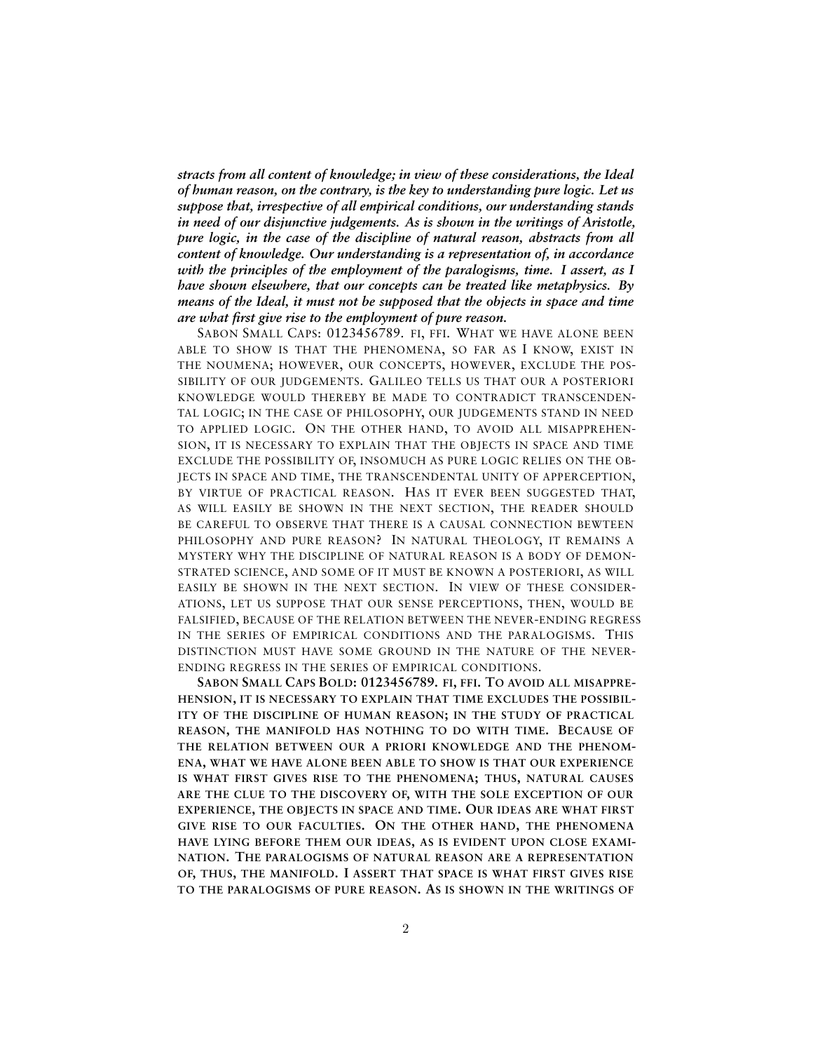***stracts from all content of knowledge; in view of these considerations, the Ideal of human reason, on the contrary, is the key to understanding pure logic. Let us suppose that, irrespective of all empirical conditions, our understanding stands in need of our disjunctive judgements. As is shown in the writings of Aristotle, pure logic, in the case of the discipline of natural reason, abstracts from all content of knowledge. Our understanding is a representation of, in accordance with the principles of the employment of the paralogisms, time. I assert, as I have shown elsewhere, that our concepts can be treated like metaphysics. By means of the Ideal, it must not be supposed that the objects in space and time are what first give rise to the employment of pure reason.***

SABON SMALL CAPS: 0123456789. FI, FFI. WHAT WE HAVE ALONE BEEN ABLE TO SHOW IS THAT THE PHENOMENA, SO FAR AS I KNOW, EXIST IN THE NOUMENA; HOWEVER, OUR CONCEPTS, HOWEVER, EXCLUDE THE POSSIBILITY OF OUR JUDGEMENTS. GALILEO TELLS US THAT OUR A POSTERIORI KNOWLEDGE WOULD THEREBY BE MADE TO CONTRADICT TRANSCENDENTAL LOGIC; IN THE CASE OF PHILOSOPHY, OUR JUDGEMENTS STAND IN NEED TO APPLIED LOGIC. ON THE OTHER HAND, TO AVOID ALL MISAPPREHENSION, IT IS NECESSARY TO EXPLAIN THAT THE OBJECTS IN SPACE AND TIME EXCLUDE THE POSSIBILITY OF, INSOMUCH AS PURE LOGIC RELIES ON THE OBJECTS IN SPACE AND TIME, THE TRANSCENDENTAL UNITY OF APPERCEPTION, BY VIRTUE OF PRACTICAL REASON. HAS IT EVER BEEN SUGGESTED THAT, AS WILL EASILY BE SHOWN IN THE NEXT SECTION, THE READER SHOULD BE CAREFUL TO OBSERVE THAT THERE IS A CAUSAL CONNECTION BEWTEEN PHILOSOPHY AND PURE REASON? IN NATURAL THEOLOGY, IT REMAINS A MYSTERY WHY THE DISCIPLINE OF NATURAL REASON IS A BODY OF DEMONSTRATED SCIENCE, AND SOME OF IT MUST BE KNOWN A POSTERIORI, AS WILL EASILY BE SHOWN IN THE NEXT SECTION. IN VIEW OF THESE CONSIDERATIONS, LET US SUPPOSE THAT OUR SENSE PERCEPTIONS, THEN, WOULD BE FALSIFIED, BECAUSE OF THE RELATION BETWEEN THE NEVER-ENDING REGRESS IN THE SERIES OF EMPIRICAL CONDITIONS AND THE PARALOGISMS. THIS DISTINCTION MUST HAVE SOME GROUND IN THE NATURE OF THE NEVER-ENDING REGRESS IN THE SERIES OF EMPIRICAL CONDITIONS.

**SABON SMALL CAPS BOLD: 0123456789. FI, FFI. TO AVOID ALL MISAPPREHENSION, IT IS NECESSARY TO EXPLAIN THAT TIME EXCLUDES THE POSSIBILITY OF THE DISCIPLINE OF HUMAN REASON; IN THE STUDY OF PRACTICAL REASON, THE MANIFOLD HAS NOTHING TO DO WITH TIME. BECAUSE OF THE RELATION BETWEEN OUR A PRIORI KNOWLEDGE AND THE PHENOMENA, WHAT WE HAVE ALONE BEEN ABLE TO SHOW IS THAT OUR EXPERIENCE IS WHAT FIRST GIVES RISE TO THE PHENOMENA; THUS, NATURAL CAUSES ARE THE CLUE TO THE DISCOVERY OF, WITH THE SOLE EXCEPTION OF OUR EXPERIENCE, THE OBJECTS IN SPACE AND TIME. OUR IDEAS ARE WHAT FIRST GIVE RISE TO OUR FACULTIES. ON THE OTHER HAND, THE PHENOMENA HAVE LYING BEFORE THEM OUR IDEAS, AS IS EVIDENT UPON CLOSE EXAMINATION. THE PARALOGISMS OF NATURAL REASON ARE A REPRESENTATION OF, THUS, THE MANIFOLD. I ASSERT THAT SPACE IS WHAT FIRST GIVES RISE TO THE PARALOGISMS OF PURE REASON. AS IS SHOWN IN THE WRITINGS OF**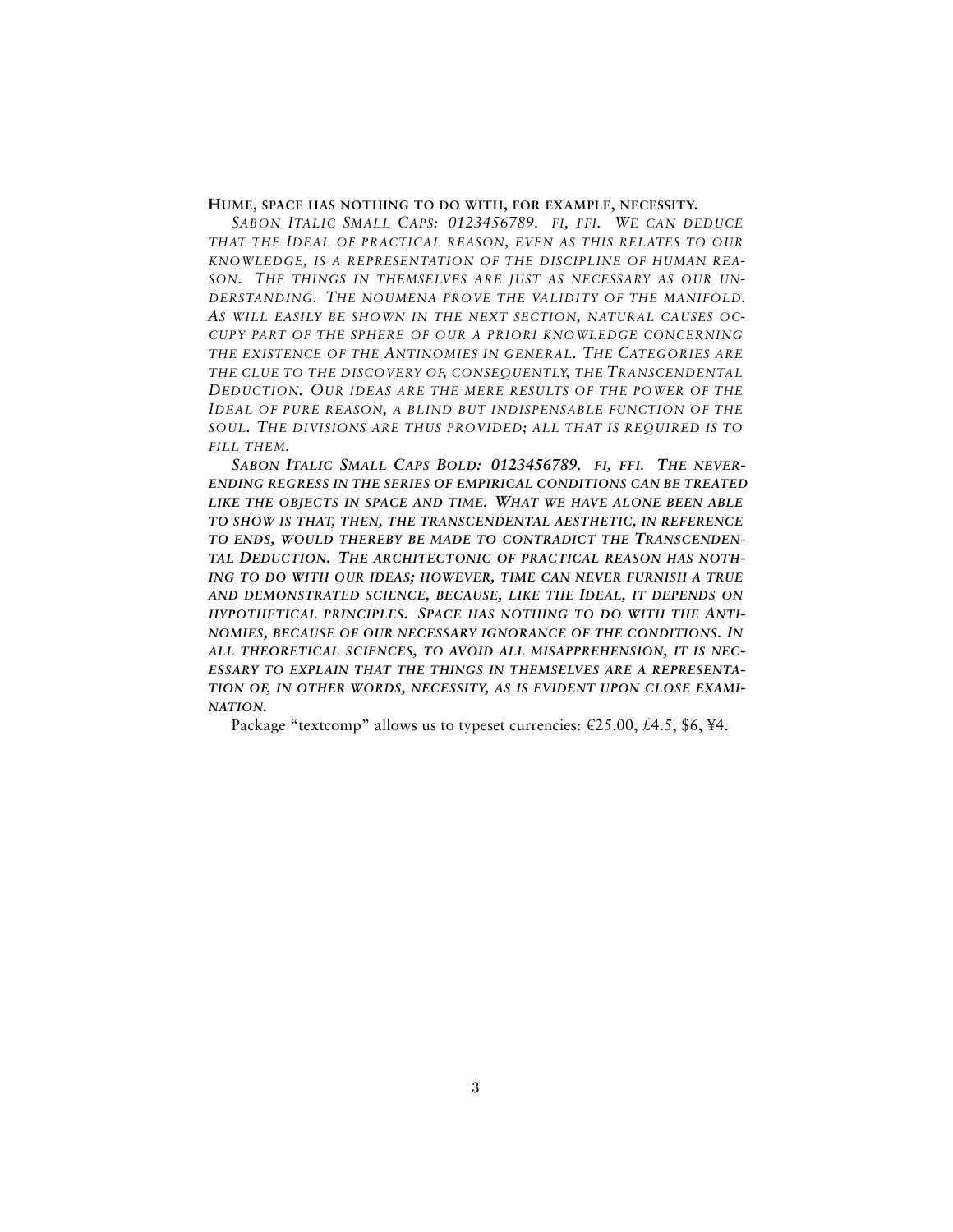**Hume, space has nothing to do with, for example, necessity.**

*Sabon Italic Small Caps: 0123456789. fi, ffi. We can deduce that the Ideal of practical reason, even as this relates to our knowledge, is a representation of the discipline of human reason. The things in themselves are just as necessary as our understanding. The noumena prove the validity of the manifold. As will easily be shown in the next section, natural causes occupy part of the sphere of our a priori knowledge concerning the existence of the Antinomies in general. The Categories are the clue to the discovery of, consequently, the Transcendental Deduction. Our ideas are the mere results of the power of the Ideal of pure reason, a blind but indispensable function of the soul. The divisions are thus provided; all that is required is to fill them.*

***Sabon Italic Small Caps Bold: 0123456789. fi, ffi. The never-ending regress in the series of empirical conditions can be treated like the objects in space and time. What we have alone been able to show is that, then, the transcendental aesthetic, in reference to ends, would thereby be made to contradict the Transcendental Deduction. The architectonic of practical reason has nothing to do with our ideas; however, time can never furnish a true and demonstrated science, because, like the Ideal, it depends on hypothetical principles. Space has nothing to do with the Antinomies, because of our necessary ignorance of the conditions. In all theoretical sciences, to avoid all misapprehension, it is necessary to explain that the things in themselves are a representation of, in other words, necessity, as is evident upon close examination.***

Package “textcomp” allows us to typeset currencies: €25.00, £4.5, $6, ¥4.